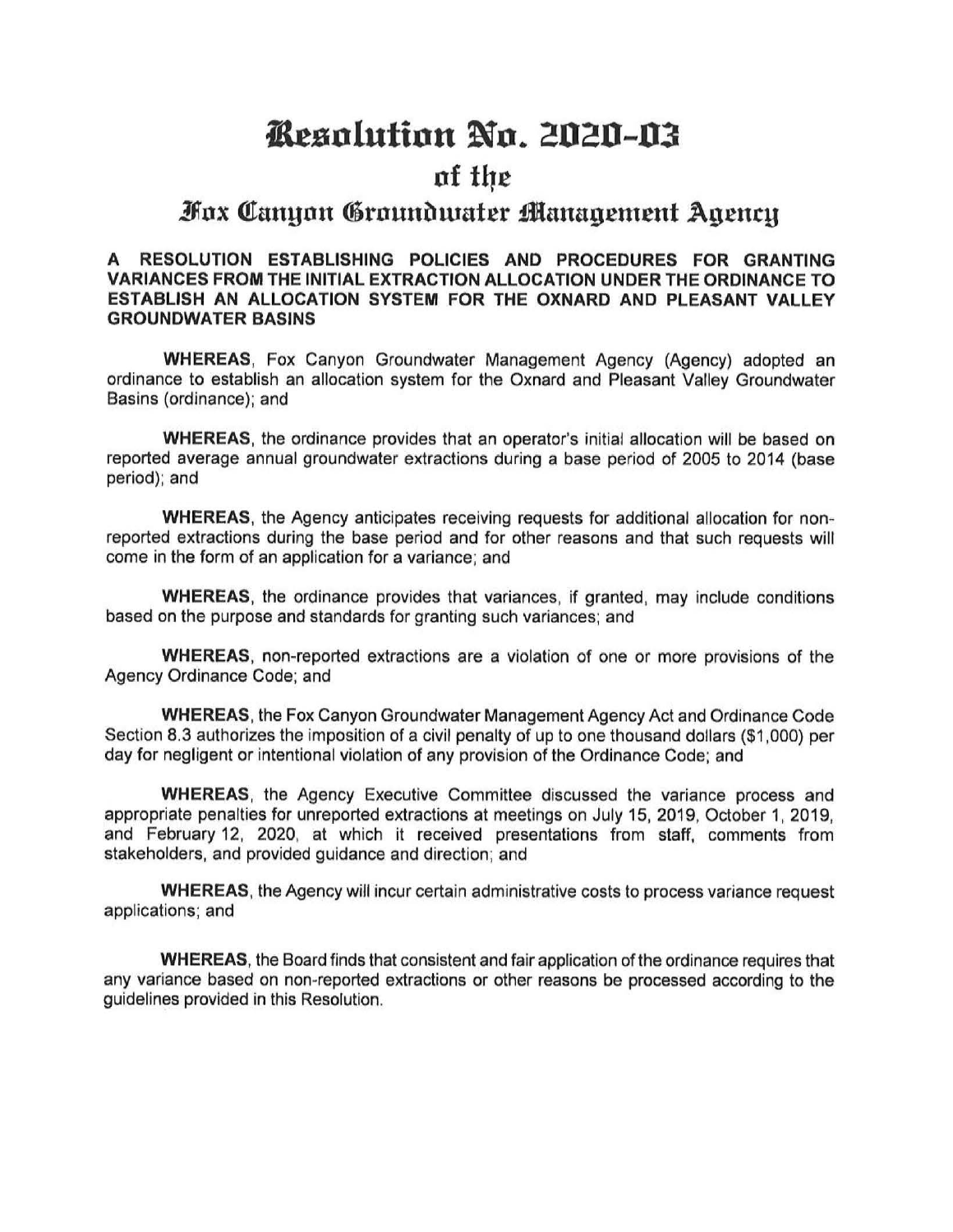# Resolution No. 2020-03

## of the

## Fox Canyon Groundwater Management Agency

**A RESOLUTION ESTABLISHING POLICIES AND PROCEDURES FOR GRANTING VARIANCES FROM THE INITIAL EXTRACTION ALLOCATION UNDER THE ORDINANCE TO ESTABLISH AN ALLOCATION SYSTEM FOR THE OXNARD AND PLEASANT VALLEY GROUNDWATER BASINS**

**WHEREAS**, Fox Canyon Groundwater Management Agency (Agency) adopted an ordinance to establish an allocation system for the Oxnard and Pleasant Valley Groundwater Basins (ordinance); and

**WHEREAS**, the ordinance provides that an operator's initial allocation will be based on reported average annual groundwater extractions during a base period of 2005 to 2014 (base period); and

**WHEREAS**, the Agency anticipates receiving requests for additional allocation for non-reported extractions during the base period and for other reasons and that such requests will come in the form of an application for a variance; and

**WHEREAS**, the ordinance provides that variances, if granted, may include conditions based on the purpose and standards for granting such variances; and

**WHEREAS**, non-reported extractions are a violation of one or more provisions of the Agency Ordinance Code; and

**WHEREAS**, the Fox Canyon Groundwater Management Agency Act and Ordinance Code Section 8.3 authorizes the imposition of a civil penalty of up to one thousand dollars ($1,000) per day for negligent or intentional violation of any provision of the Ordinance Code; and

**WHEREAS**, the Agency Executive Committee discussed the variance process and appropriate penalties for unreported extractions at meetings on July 15, 2019, October 1, 2019, and February 12, 2020, at which it received presentations from staff, comments from stakeholders, and provided guidance and direction; and

**WHEREAS**, the Agency will incur certain administrative costs to process variance request applications; and

**WHEREAS**, the Board finds that consistent and fair application of the ordinance requires that any variance based on non-reported extractions or other reasons be processed according to the guidelines provided in this Resolution.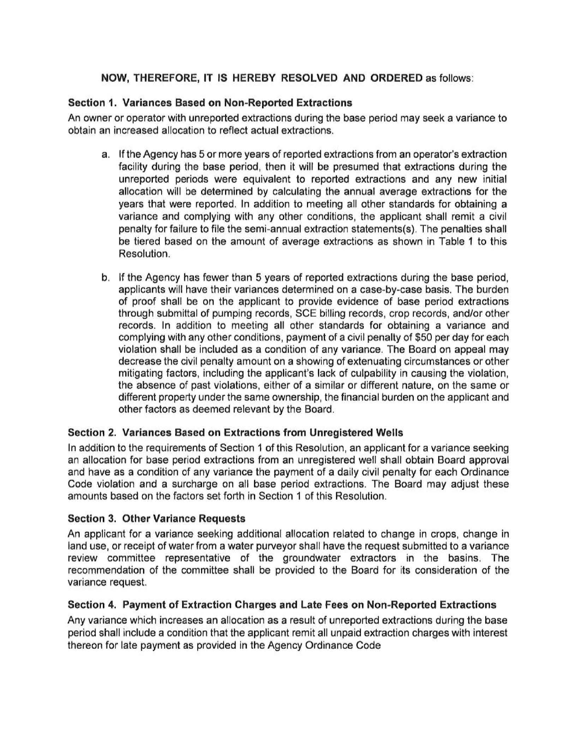**NOW, THEREFORE, IT IS HEREBY RESOLVED AND ORDERED** as follows:

### Section 1. Variances Based on Non-Reported Extractions

An owner or operator with unreported extractions during the base period may seek a variance to obtain an increased allocation to reflect actual extractions.

a. If the Agency has 5 or more years of reported extractions from an operator's extraction facility during the base period, then it will be presumed that extractions during the unreported periods were equivalent to reported extractions and any new initial allocation will be determined by calculating the annual average extractions for the years that were reported. In addition to meeting all other standards for obtaining a variance and complying with any other conditions, the applicant shall remit a civil penalty for failure to file the semi-annual extraction statements(s). The penalties shall be tiered based on the amount of average extractions as shown in Table 1 to this Resolution.

b. If the Agency has fewer than 5 years of reported extractions during the base period, applicants will have their variances determined on a case-by-case basis. The burden of proof shall be on the applicant to provide evidence of base period extractions through submittal of pumping records, SCE billing records, crop records, and/or other records. In addition to meeting all other standards for obtaining a variance and complying with any other conditions, payment of a civil penalty of $50 per day for each violation shall be included as a condition of any variance. The Board on appeal may decrease the civil penalty amount on a showing of extenuating circumstances or other mitigating factors, including the applicant's lack of culpability in causing the violation, the absence of past violations, either of a similar or different nature, on the same or different property under the same ownership, the financial burden on the applicant and other factors as deemed relevant by the Board.

### Section 2. Variances Based on Extractions from Unregistered Wells

In addition to the requirements of Section 1 of this Resolution, an applicant for a variance seeking an allocation for base period extractions from an unregistered well shall obtain Board approval and have as a condition of any variance the payment of a daily civil penalty for each Ordinance Code violation and a surcharge on all base period extractions. The Board may adjust these amounts based on the factors set forth in Section 1 of this Resolution.

### Section 3. Other Variance Requests

An applicant for a variance seeking additional allocation related to change in crops, change in land use, or receipt of water from a water purveyor shall have the request submitted to a variance review committee representative of the groundwater extractors in the basins. The recommendation of the committee shall be provided to the Board for its consideration of the variance request.

### Section 4. Payment of Extraction Charges and Late Fees on Non-Reported Extractions

Any variance which increases an allocation as a result of unreported extractions during the base period shall include a condition that the applicant remit all unpaid extraction charges with interest thereon for late payment as provided in the Agency Ordinance Code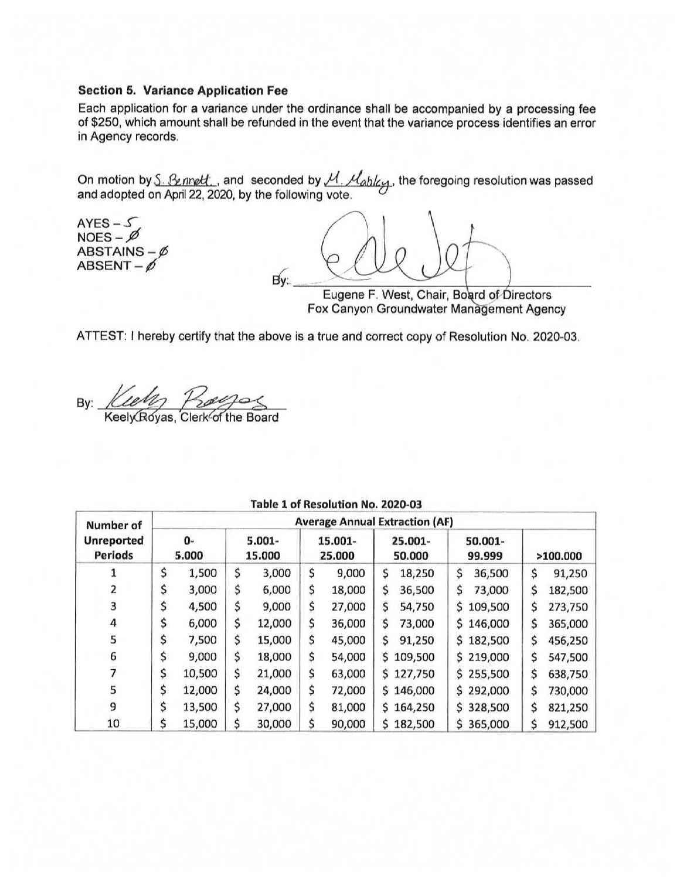### Section 5. Variance Application Fee

Each application for a variance under the ordinance shall be accompanied by a processing fee of $250, which amount shall be refunded in the event that the variance process identifies an error in Agency records.

On motion by S. Bennett, and seconded by M. Mobley, the foregoing resolution was passed and adopted on April 22, 2020, by the following vote.

AYES – 5
NOES – Ø
ABSTAINS – Ø
ABSENT – Ø

By: ______________________________
Eugene F. West, Chair, Board of Directors
Fox Canyon Groundwater Management Agency

ATTEST: I hereby certify that the above is a true and correct copy of Resolution No. 2020-03.

By: ______________________________
Keely Royas, Clerk of the Board

**Table 1 of Resolution No. 2020-03**

| Number of Unreported Periods | Average Annual Extraction (AF) | | | | | |
|---|---|---|---|---|---|---|
| | 0-5.000 | 5.001-15.000 | 15.001-25.000 | 25.001-50.000 | 50.001-99.999 | >100.000 |
| 1 | $ 1,500 | $ 3,000 | $ 9,000 | $ 18,250 | $ 36,500 | $ 91,250 |
| 2 | $ 3,000 | $ 6,000 | $ 18,000 | $ 36,500 | $ 73,000 | $ 182,500 |
| 3 | $ 4,500 | $ 9,000 | $ 27,000 | $ 54,750 | $ 109,500 | $ 273,750 |
| 4 | $ 6,000 | $ 12,000 | $ 36,000 | $ 73,000 | $ 146,000 | $ 365,000 |
| 5 | $ 7,500 | $ 15,000 | $ 45,000 | $ 91,250 | $ 182,500 | $ 456,250 |
| 6 | $ 9,000 | $ 18,000 | $ 54,000 | $ 109,500 | $ 219,000 | $ 547,500 |
| 7 | $ 10,500 | $ 21,000 | $ 63,000 | $ 127,750 | $ 255,500 | $ 638,750 |
| 5 | $ 12,000 | $ 24,000 | $ 72,000 | $ 146,000 | $ 292,000 | $ 730,000 |
| 9 | $ 13,500 | $ 27,000 | $ 81,000 | $ 164,250 | $ 328,500 | $ 821,250 |
| 10 | $ 15,000 | $ 30,000 | $ 90,000 | $ 182,500 | $ 365,000 | $ 912,500 |